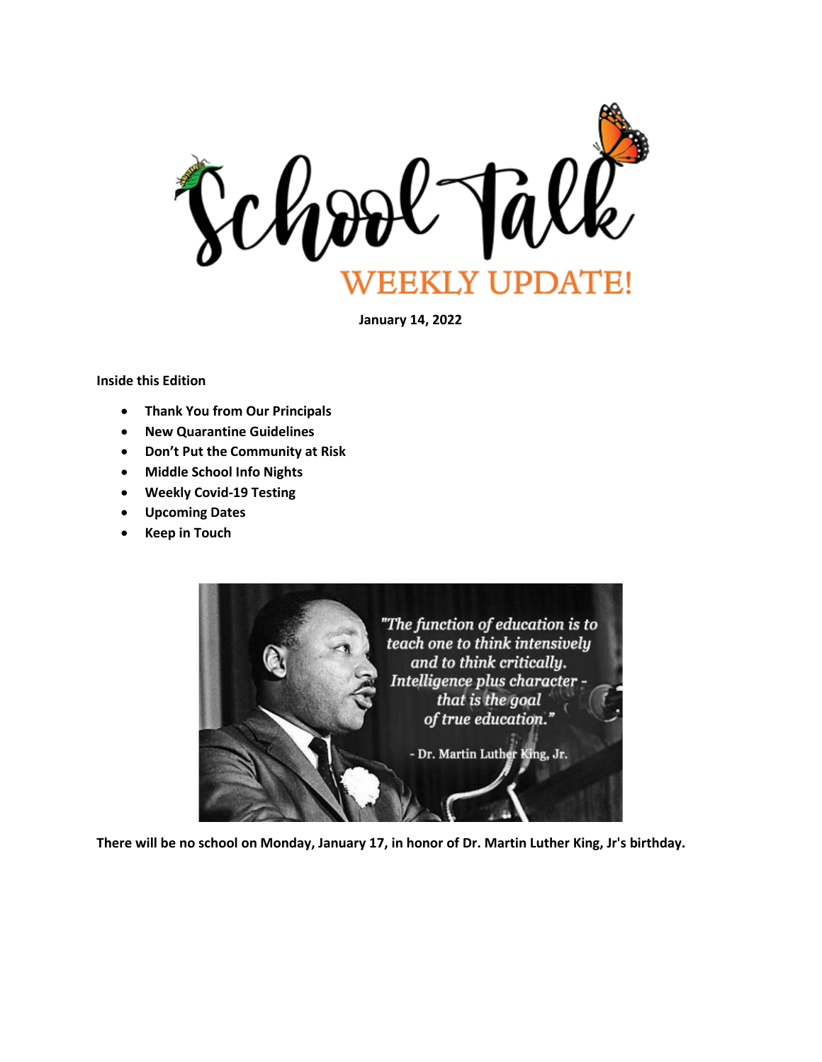# School Talk

## WEEKLY UPDATE!

**January 14, 2022**

**Inside this Edition**

- **Thank You from Our Principals**
- **New Quarantine Guidelines**
- **Don't Put the Community at Risk**
- **Middle School Info Nights**
- **Weekly Covid-19 Testing**
- **Upcoming Dates**
- **Keep in Touch**

"The function of education is to teach one to think intensively and to think critically. Intelligence plus character - that is the goal of true education."

- Dr. Martin Luther King, Jr.

**There will be no school on Monday, January 17, in honor of Dr. Martin Luther King, Jr's birthday.**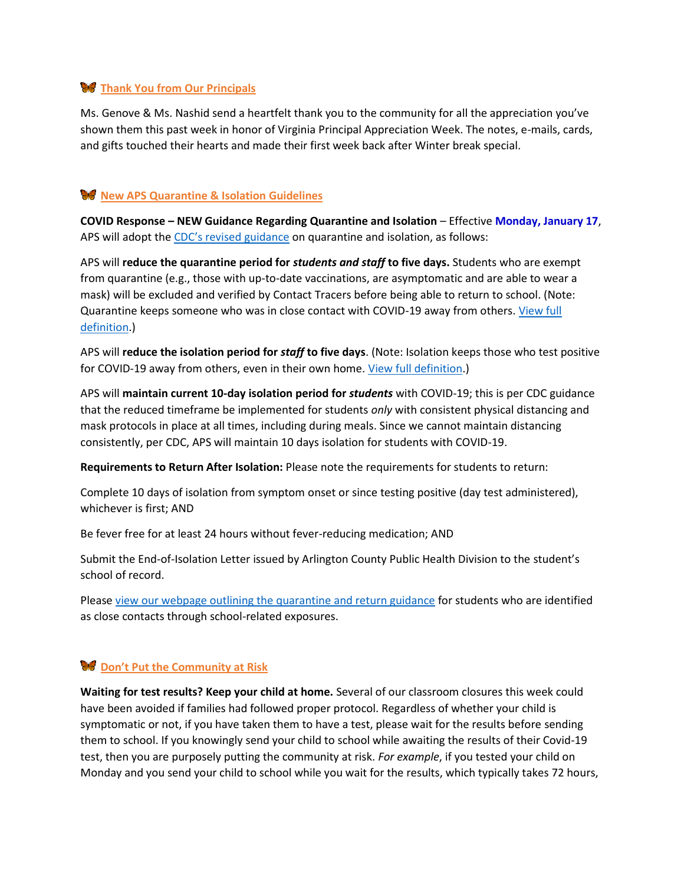## Thank You from Our Principals

Ms. Genove & Ms. Nashid send a heartfelt thank you to the community for all the appreciation you've shown them this past week in honor of Virginia Principal Appreciation Week. The notes, e-mails, cards, and gifts touched their hearts and made their first week back after Winter break special.

## New APS Quarantine & Isolation Guidelines

**COVID Response – NEW Guidance Regarding Quarantine and Isolation** – Effective **Monday, January 17**, APS will adopt the CDC's revised guidance on quarantine and isolation, as follows:

APS will **reduce the quarantine period for *students and staff* to five days.** Students who are exempt from quarantine (e.g., those with up-to-date vaccinations, are asymptomatic and are able to wear a mask) will be excluded and verified by Contact Tracers before being able to return to school. (Note: Quarantine keeps someone who was in close contact with COVID-19 away from others. View full definition.)

APS will **reduce the isolation period for *staff* to five days**. (Note: Isolation keeps those who test positive for COVID-19 away from others, even in their own home. View full definition.)

APS will **maintain current 10-day isolation period for *students*** with COVID-19; this is per CDC guidance that the reduced timeframe be implemented for students *only* with consistent physical distancing and mask protocols in place at all times, including during meals. Since we cannot maintain distancing consistently, per CDC, APS will maintain 10 days isolation for students with COVID-19.

**Requirements to Return After Isolation:** Please note the requirements for students to return:

Complete 10 days of isolation from symptom onset or since testing positive (day test administered), whichever is first; AND

Be fever free for at least 24 hours without fever-reducing medication; AND

Submit the End-of-Isolation Letter issued by Arlington County Public Health Division to the student's school of record.

Please view our webpage outlining the quarantine and return guidance for students who are identified as close contacts through school-related exposures.

## Don't Put the Community at Risk

**Waiting for test results? Keep your child at home.** Several of our classroom closures this week could have been avoided if families had followed proper protocol. Regardless of whether your child is symptomatic or not, if you have taken them to have a test, please wait for the results before sending them to school. If you knowingly send your child to school while awaiting the results of their Covid-19 test, then you are purposely putting the community at risk. *For example*, if you tested your child on Monday and you send your child to school while you wait for the results, which typically takes 72 hours,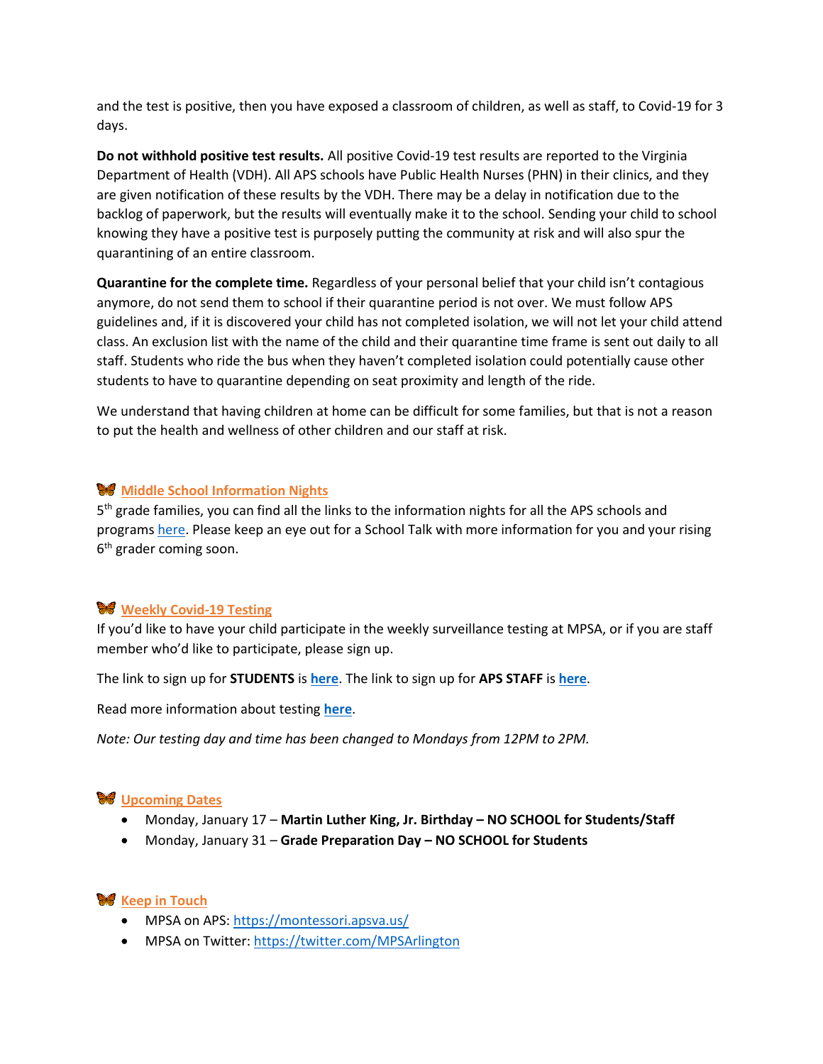and the test is positive, then you have exposed a classroom of children, as well as staff, to Covid-19 for 3 days.

**Do not withhold positive test results.** All positive Covid-19 test results are reported to the Virginia Department of Health (VDH). All APS schools have Public Health Nurses (PHN) in their clinics, and they are given notification of these results by the VDH. There may be a delay in notification due to the backlog of paperwork, but the results will eventually make it to the school. Sending your child to school knowing they have a positive test is purposely putting the community at risk and will also spur the quarantining of an entire classroom.

**Quarantine for the complete time.** Regardless of your personal belief that your child isn't contagious anymore, do not send them to school if their quarantine period is not over. We must follow APS guidelines and, if it is discovered your child has not completed isolation, we will not let your child attend class. An exclusion list with the name of the child and their quarantine time frame is sent out daily to all staff. Students who ride the bus when they haven't completed isolation could potentially cause other students to have to quarantine depending on seat proximity and length of the ride.

We understand that having children at home can be difficult for some families, but that is not a reason to put the health and wellness of other children and our staff at risk.

## Middle School Information Nights

5th grade families, you can find all the links to the information nights for all the APS schools and programs here. Please keep an eye out for a School Talk with more information for you and your rising 6th grader coming soon.

## Weekly Covid-19 Testing

If you'd like to have your child participate in the weekly surveillance testing at MPSA, or if you are staff member who'd like to participate, please sign up.

The link to sign up for **STUDENTS** is **here**. The link to sign up for **APS STAFF** is **here**.

Read more information about testing **here**.

*Note: Our testing day and time has been changed to Mondays from 12PM to 2PM.*

## Upcoming Dates

- Monday, January 17 – **Martin Luther King, Jr. Birthday – NO SCHOOL for Students/Staff**
- Monday, January 31 – **Grade Preparation Day – NO SCHOOL for Students**

## Keep in Touch

- MPSA on APS: https://montessori.apsva.us/
- MPSA on Twitter: https://twitter.com/MPSArlington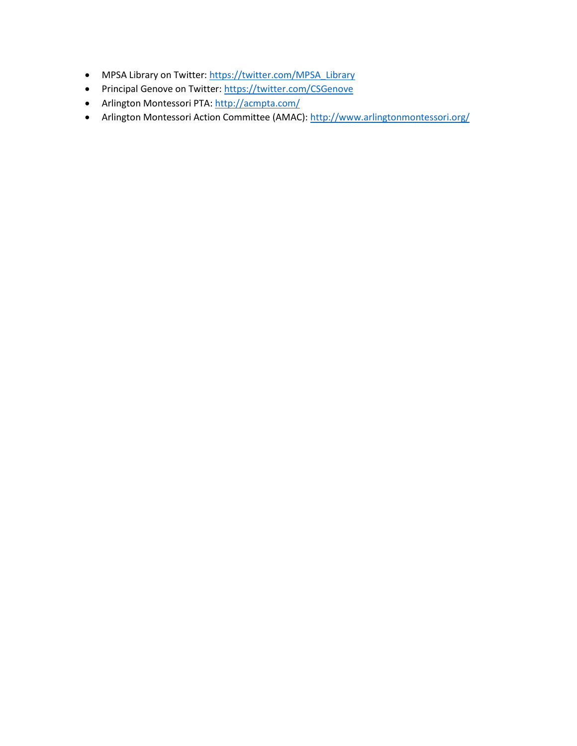- MPSA Library on Twitter: https://twitter.com/MPSA_Library
- Principal Genove on Twitter: https://twitter.com/CSGenove
- Arlington Montessori PTA: http://acmpta.com/
- Arlington Montessori Action Committee (AMAC): http://www.arlingtonmontessori.org/